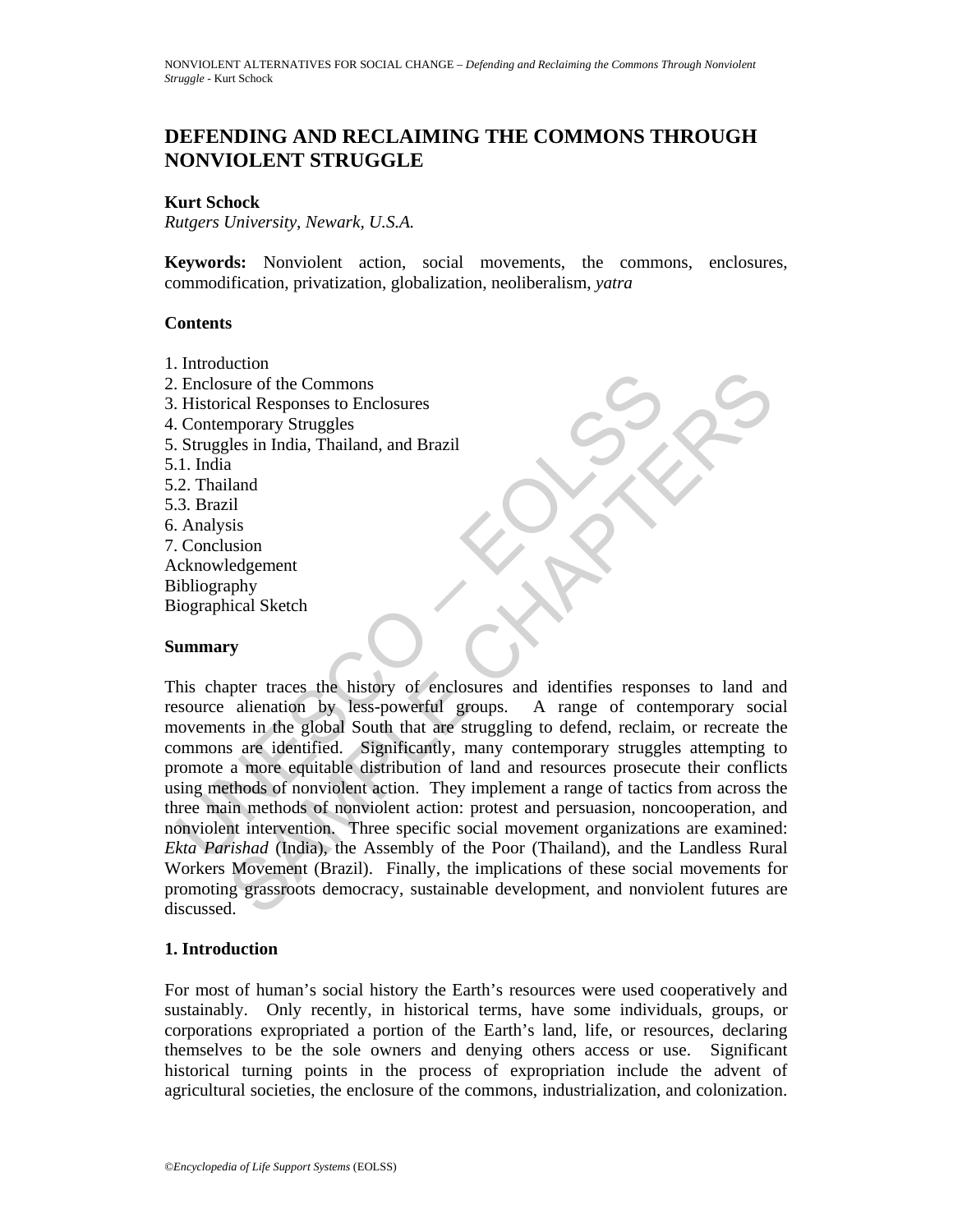# DEFENDING AND RECLAIMING THE COMMONS THROUGH NONVIOLENT STRUGGLE

**Kurt Schock**
*Rutgers University, Newark, U.S.A.*

**Keywords:** Nonviolent action, social movements, the commons, enclosures, commodification, privatization, globalization, neoliberalism, *yatra*

**Contents**

1. Introduction
2. Enclosure of the Commons
3. Historical Responses to Enclosures
4. Contemporary Struggles
5. Struggles in India, Thailand, and Brazil
5.1. India
5.2. Thailand
5.3. Brazil
6. Analysis
7. Conclusion

Acknowledgement
Bibliography
Biographical Sketch

**Summary**

This chapter traces the history of enclosures and identifies responses to land and resource alienation by less-powerful groups. A range of contemporary social movements in the global South that are struggling to defend, reclaim, or recreate the commons are identified. Significantly, many contemporary struggles attempting to promote a more equitable distribution of land and resources prosecute their conflicts using methods of nonviolent action. They implement a range of tactics from across the three main methods of nonviolent action: protest and persuasion, noncooperation, and nonviolent intervention. Three specific social movement organizations are examined: *Ekta Parishad* (India), the Assembly of the Poor (Thailand), and the Landless Rural Workers Movement (Brazil). Finally, the implications of these social movements for promoting grassroots democracy, sustainable development, and nonviolent futures are discussed.

## 1. Introduction

For most of human's social history the Earth's resources were used cooperatively and sustainably. Only recently, in historical terms, have some individuals, groups, or corporations expropriated a portion of the Earth's land, life, or resources, declaring themselves to be the sole owners and denying others access or use. Significant historical turning points in the process of expropriation include the advent of agricultural societies, the enclosure of the commons, industrialization, and colonization.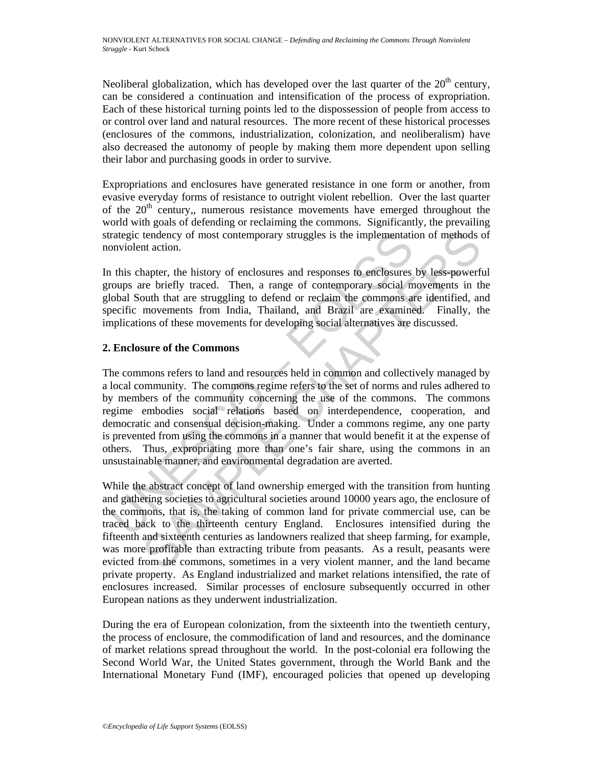Neoliberal globalization, which has developed over the last quarter of the 20[th] century, can be considered a continuation and intensification of the process of expropriation. Each of these historical turning points led to the dispossession of people from access to or control over land and natural resources. The more recent of these historical processes (enclosures of the commons, industrialization, colonization, and neoliberalism) have also decreased the autonomy of people by making them more dependent upon selling their labor and purchasing goods in order to survive.

Expropriations and enclosures have generated resistance in one form or another, from evasive everyday forms of resistance to outright violent rebellion. Over the last quarter of the 20[th] century,, numerous resistance movements have emerged throughout the world with goals of defending or reclaiming the commons. Significantly, the prevailing strategic tendency of most contemporary struggles is the implementation of methods of nonviolent action.

In this chapter, the history of enclosures and responses to enclosures by less-powerful groups are briefly traced. Then, a range of contemporary social movements in the global South that are struggling to defend or reclaim the commons are identified, and specific movements from India, Thailand, and Brazil are examined. Finally, the implications of these movements for developing social alternatives are discussed.

## 2. Enclosure of the Commons

The commons refers to land and resources held in common and collectively managed by a local community. The commons regime refers to the set of norms and rules adhered to by members of the community concerning the use of the commons. The commons regime embodies social relations based on interdependence, cooperation, and democratic and consensual decision-making. Under a commons regime, any one party is prevented from using the commons in a manner that would benefit it at the expense of others. Thus, expropriating more than one's fair share, using the commons in an unsustainable manner, and environmental degradation are averted.

While the abstract concept of land ownership emerged with the transition from hunting and gathering societies to agricultural societies around 10000 years ago, the enclosure of the commons, that is, the taking of common land for private commercial use, can be traced back to the thirteenth century England. Enclosures intensified during the fifteenth and sixteenth centuries as landowners realized that sheep farming, for example, was more profitable than extracting tribute from peasants. As a result, peasants were evicted from the commons, sometimes in a very violent manner, and the land became private property. As England industrialized and market relations intensified, the rate of enclosures increased. Similar processes of enclosure subsequently occurred in other European nations as they underwent industrialization.

During the era of European colonization, from the sixteenth into the twentieth century, the process of enclosure, the commodification of land and resources, and the dominance of market relations spread throughout the world. In the post-colonial era following the Second World War, the United States government, through the World Bank and the International Monetary Fund (IMF), encouraged policies that opened up developing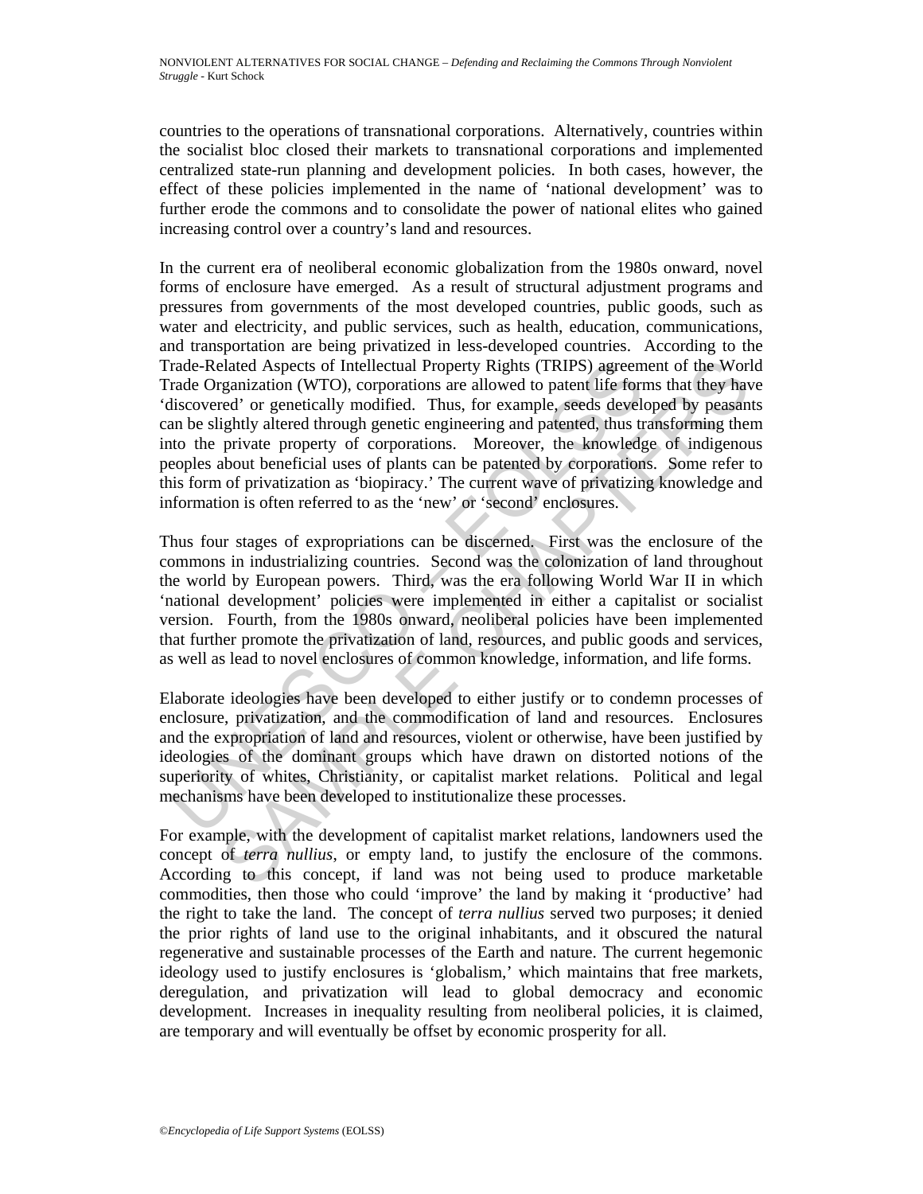countries to the operations of transnational corporations. Alternatively, countries within the socialist bloc closed their markets to transnational corporations and implemented centralized state-run planning and development policies. In both cases, however, the effect of these policies implemented in the name of 'national development' was to further erode the commons and to consolidate the power of national elites who gained increasing control over a country's land and resources.

In the current era of neoliberal economic globalization from the 1980s onward, novel forms of enclosure have emerged. As a result of structural adjustment programs and pressures from governments of the most developed countries, public goods, such as water and electricity, and public services, such as health, education, communications, and transportation are being privatized in less-developed countries. According to the Trade-Related Aspects of Intellectual Property Rights (TRIPS) agreement of the World Trade Organization (WTO), corporations are allowed to patent life forms that they have 'discovered' or genetically modified. Thus, for example, seeds developed by peasants can be slightly altered through genetic engineering and patented, thus transforming them into the private property of corporations. Moreover, the knowledge of indigenous peoples about beneficial uses of plants can be patented by corporations. Some refer to this form of privatization as 'biopiracy.' The current wave of privatizing knowledge and information is often referred to as the 'new' or 'second' enclosures.

Thus four stages of expropriations can be discerned. First was the enclosure of the commons in industrializing countries. Second was the colonization of land throughout the world by European powers. Third, was the era following World War II in which 'national development' policies were implemented in either a capitalist or socialist version. Fourth, from the 1980s onward, neoliberal policies have been implemented that further promote the privatization of land, resources, and public goods and services, as well as lead to novel enclosures of common knowledge, information, and life forms.

Elaborate ideologies have been developed to either justify or to condemn processes of enclosure, privatization, and the commodification of land and resources. Enclosures and the expropriation of land and resources, violent or otherwise, have been justified by ideologies of the dominant groups which have drawn on distorted notions of the superiority of whites, Christianity, or capitalist market relations. Political and legal mechanisms have been developed to institutionalize these processes.

For example, with the development of capitalist market relations, landowners used the concept of *terra nullius*, or empty land, to justify the enclosure of the commons. According to this concept, if land was not being used to produce marketable commodities, then those who could 'improve' the land by making it 'productive' had the right to take the land. The concept of *terra nullius* served two purposes; it denied the prior rights of land use to the original inhabitants, and it obscured the natural regenerative and sustainable processes of the Earth and nature. The current hegemonic ideology used to justify enclosures is 'globalism,' which maintains that free markets, deregulation, and privatization will lead to global democracy and economic development. Increases in inequality resulting from neoliberal policies, it is claimed, are temporary and will eventually be offset by economic prosperity for all.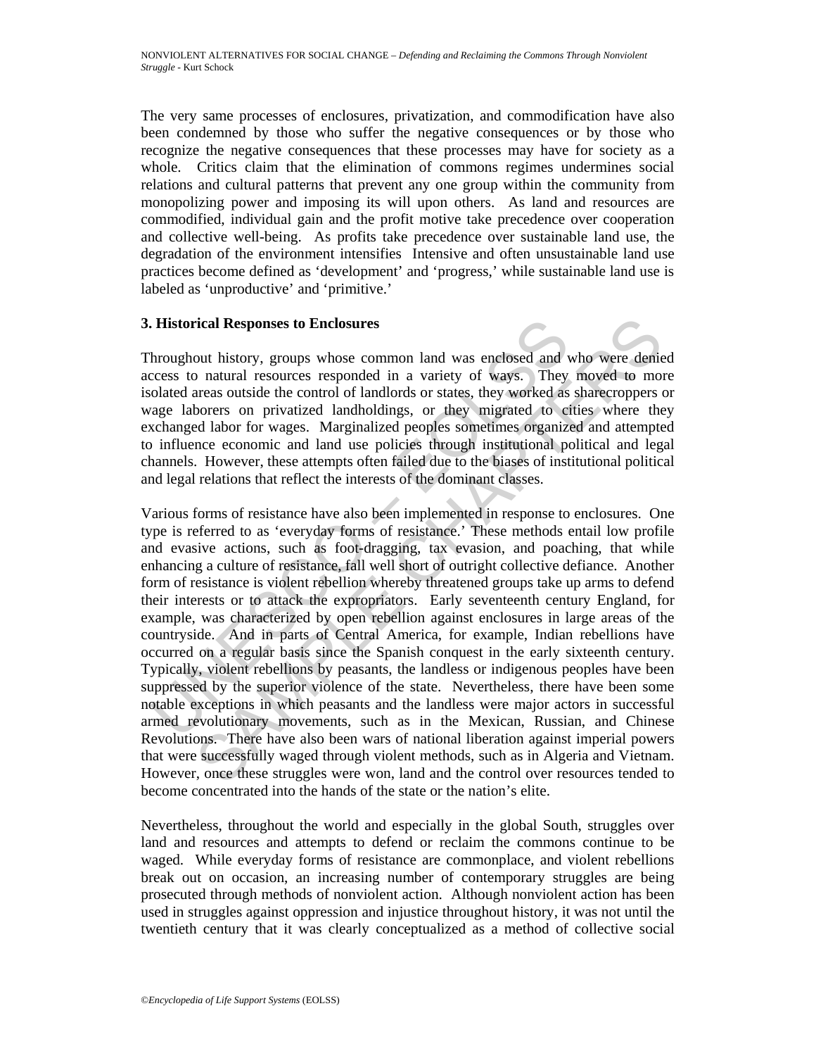The very same processes of enclosures, privatization, and commodification have also been condemned by those who suffer the negative consequences or by those who recognize the negative consequences that these processes may have for society as a whole. Critics claim that the elimination of commons regimes undermines social relations and cultural patterns that prevent any one group within the community from monopolizing power and imposing its will upon others. As land and resources are commodified, individual gain and the profit motive take precedence over cooperation and collective well-being. As profits take precedence over sustainable land use, the degradation of the environment intensifies Intensive and often unsustainable land use practices become defined as 'development' and 'progress,' while sustainable land use is labeled as 'unproductive' and 'primitive.'

## 3. Historical Responses to Enclosures

Throughout history, groups whose common land was enclosed and who were denied access to natural resources responded in a variety of ways. They moved to more isolated areas outside the control of landlords or states, they worked as sharecroppers or wage laborers on privatized landholdings, or they migrated to cities where they exchanged labor for wages. Marginalized peoples sometimes organized and attempted to influence economic and land use policies through institutional political and legal channels. However, these attempts often failed due to the biases of institutional political and legal relations that reflect the interests of the dominant classes.

Various forms of resistance have also been implemented in response to enclosures. One type is referred to as 'everyday forms of resistance.' These methods entail low profile and evasive actions, such as foot-dragging, tax evasion, and poaching, that while enhancing a culture of resistance, fall well short of outright collective defiance. Another form of resistance is violent rebellion whereby threatened groups take up arms to defend their interests or to attack the expropriators. Early seventeenth century England, for example, was characterized by open rebellion against enclosures in large areas of the countryside. And in parts of Central America, for example, Indian rebellions have occurred on a regular basis since the Spanish conquest in the early sixteenth century. Typically, violent rebellions by peasants, the landless or indigenous peoples have been suppressed by the superior violence of the state. Nevertheless, there have been some notable exceptions in which peasants and the landless were major actors in successful armed revolutionary movements, such as in the Mexican, Russian, and Chinese Revolutions. There have also been wars of national liberation against imperial powers that were successfully waged through violent methods, such as in Algeria and Vietnam. However, once these struggles were won, land and the control over resources tended to become concentrated into the hands of the state or the nation's elite.

Nevertheless, throughout the world and especially in the global South, struggles over land and resources and attempts to defend or reclaim the commons continue to be waged. While everyday forms of resistance are commonplace, and violent rebellions break out on occasion, an increasing number of contemporary struggles are being prosecuted through methods of nonviolent action. Although nonviolent action has been used in struggles against oppression and injustice throughout history, it was not until the twentieth century that it was clearly conceptualized as a method of collective social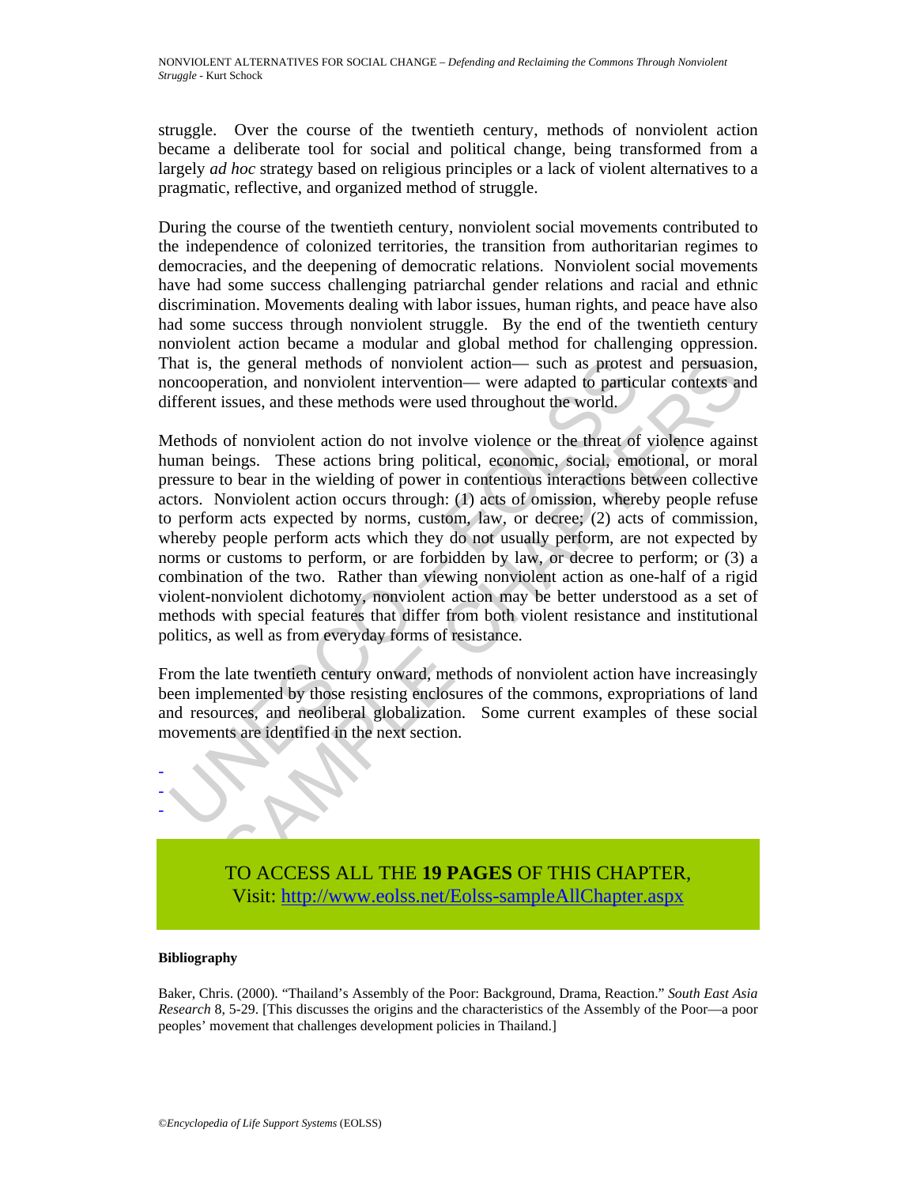struggle. Over the course of the twentieth century, methods of nonviolent action became a deliberate tool for social and political change, being transformed from a largely *ad hoc* strategy based on religious principles or a lack of violent alternatives to a pragmatic, reflective, and organized method of struggle.

During the course of the twentieth century, nonviolent social movements contributed to the independence of colonized territories, the transition from authoritarian regimes to democracies, and the deepening of democratic relations. Nonviolent social movements have had some success challenging patriarchal gender relations and racial and ethnic discrimination. Movements dealing with labor issues, human rights, and peace have also had some success through nonviolent struggle. By the end of the twentieth century nonviolent action became a modular and global method for challenging oppression. That is, the general methods of nonviolent action— such as protest and persuasion, noncooperation, and nonviolent intervention— were adapted to particular contexts and different issues, and these methods were used throughout the world.

Methods of nonviolent action do not involve violence or the threat of violence against human beings. These actions bring political, economic, social, emotional, or moral pressure to bear in the wielding of power in contentious interactions between collective actors. Nonviolent action occurs through: (1) acts of omission, whereby people refuse to perform acts expected by norms, custom, law, or decree; (2) acts of commission, whereby people perform acts which they do not usually perform, are not expected by norms or customs to perform, or are forbidden by law, or decree to perform; or (3) a combination of the two. Rather than viewing nonviolent action as one-half of a rigid violent-nonviolent dichotomy, nonviolent action may be better understood as a set of methods with special features that differ from both violent resistance and institutional politics, as well as from everyday forms of resistance.

From the late twentieth century onward, methods of nonviolent action have increasingly been implemented by those resisting enclosures of the commons, expropriations of land and resources, and neoliberal globalization. Some current examples of these social movements are identified in the next section.

-
-
-

TO ACCESS ALL THE **19 PAGES** OF THIS CHAPTER,
Visit: http://www.eolss.net/Eolss-sampleAllChapter.aspx

**Bibliography**

Baker, Chris. (2000). "Thailand's Assembly of the Poor: Background, Drama, Reaction." *South East Asia Research* 8, 5-29. [This discusses the origins and the characteristics of the Assembly of the Poor—a poor peoples' movement that challenges development policies in Thailand.]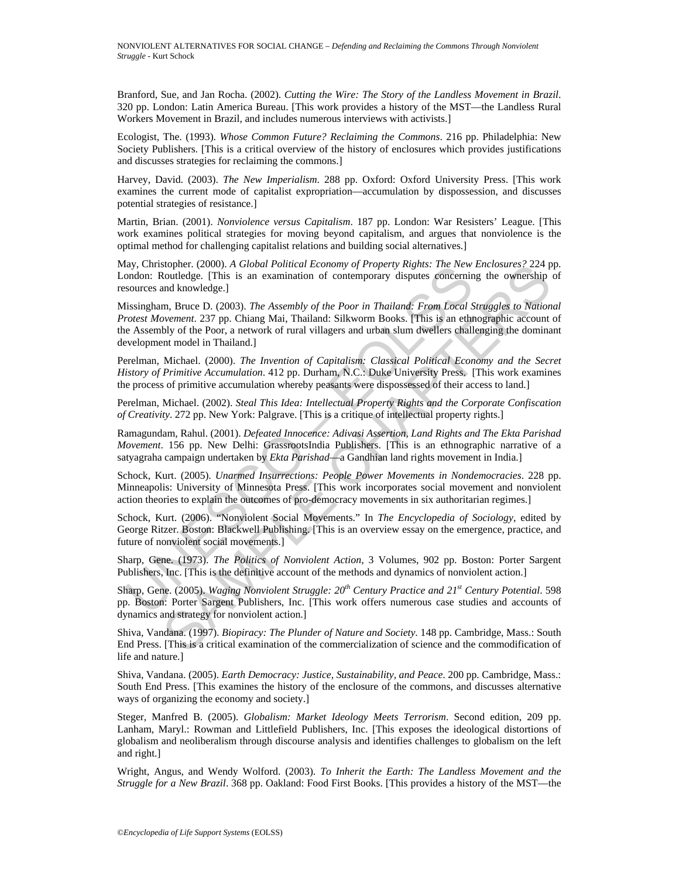Branford, Sue, and Jan Rocha. (2002). *Cutting the Wire: The Story of the Landless Movement in Brazil*. 320 pp. London: Latin America Bureau. [This work provides a history of the MST—the Landless Rural Workers Movement in Brazil, and includes numerous interviews with activists.]

Ecologist, The. (1993). *Whose Common Future? Reclaiming the Commons*. 216 pp. Philadelphia: New Society Publishers. [This is a critical overview of the history of enclosures which provides justifications and discusses strategies for reclaiming the commons.]

Harvey, David. (2003). *The New Imperialism*. 288 pp. Oxford: Oxford University Press. [This work examines the current mode of capitalist expropriation—accumulation by dispossession, and discusses potential strategies of resistance.]

Martin, Brian. (2001). *Nonviolence versus Capitalism*. 187 pp. London: War Resisters' League. [This work examines political strategies for moving beyond capitalism, and argues that nonviolence is the optimal method for challenging capitalist relations and building social alternatives.]

May, Christopher. (2000). *A Global Political Economy of Property Rights: The New Enclosures?* 224 pp. London: Routledge. [This is an examination of contemporary disputes concerning the ownership of resources and knowledge.]

Missingham, Bruce D. (2003). *The Assembly of the Poor in Thailand: From Local Struggles to National Protest Movement*. 237 pp. Chiang Mai, Thailand: Silkworm Books. [This is an ethnographic account of the Assembly of the Poor, a network of rural villagers and urban slum dwellers challenging the dominant development model in Thailand.]

Perelman, Michael. (2000). *The Invention of Capitalism: Classical Political Economy and the Secret History of Primitive Accumulation*. 412 pp. Durham, N.C.: Duke University Press. [This work examines the process of primitive accumulation whereby peasants were dispossessed of their access to land.]

Perelman, Michael. (2002). *Steal This Idea: Intellectual Property Rights and the Corporate Confiscation of Creativity*. 272 pp. New York: Palgrave. [This is a critique of intellectual property rights.]

Ramagundam, Rahul. (2001). *Defeated Innocence: Adivasi Assertion, Land Rights and The Ekta Parishad Movement*. 156 pp. New Delhi: GrassrootsIndia Publishers. [This is an ethnographic narrative of a satyagraha campaign undertaken by *Ekta Parishad*—a Gandhian land rights movement in India.]

Schock, Kurt. (2005). *Unarmed Insurrections: People Power Movements in Nondemocracies*. 228 pp. Minneapolis: University of Minnesota Press. [This work incorporates social movement and nonviolent action theories to explain the outcomes of pro-democracy movements in six authoritarian regimes.]

Schock, Kurt. (2006). "Nonviolent Social Movements." In *The Encyclopedia of Sociology*, edited by George Ritzer. Boston: Blackwell Publishing. [This is an overview essay on the emergence, practice, and future of nonviolent social movements.]

Sharp, Gene. (1973). *The Politics of Nonviolent Action*, 3 Volumes, 902 pp. Boston: Porter Sargent Publishers, Inc. [This is the definitive account of the methods and dynamics of nonviolent action.]

Sharp, Gene. (2005). *Waging Nonviolent Struggle: 20th Century Practice and 21st Century Potential*. 598 pp. Boston: Porter Sargent Publishers, Inc. [This work offers numerous case studies and accounts of dynamics and strategy for nonviolent action.]

Shiva, Vandana. (1997). *Biopiracy: The Plunder of Nature and Society*. 148 pp. Cambridge, Mass.: South End Press. [This is a critical examination of the commercialization of science and the commodification of life and nature.]

Shiva, Vandana. (2005). *Earth Democracy: Justice, Sustainability, and Peace*. 200 pp. Cambridge, Mass.: South End Press. [This examines the history of the enclosure of the commons, and discusses alternative ways of organizing the economy and society.]

Steger, Manfred B. (2005). *Globalism: Market Ideology Meets Terrorism*. Second edition, 209 pp. Lanham, Maryl.: Rowman and Littlefield Publishers, Inc. [This exposes the ideological distortions of globalism and neoliberalism through discourse analysis and identifies challenges to globalism on the left and right.]

Wright, Angus, and Wendy Wolford. (2003). *To Inherit the Earth: The Landless Movement and the Struggle for a New Brazil*. 368 pp. Oakland: Food First Books. [This provides a history of the MST—the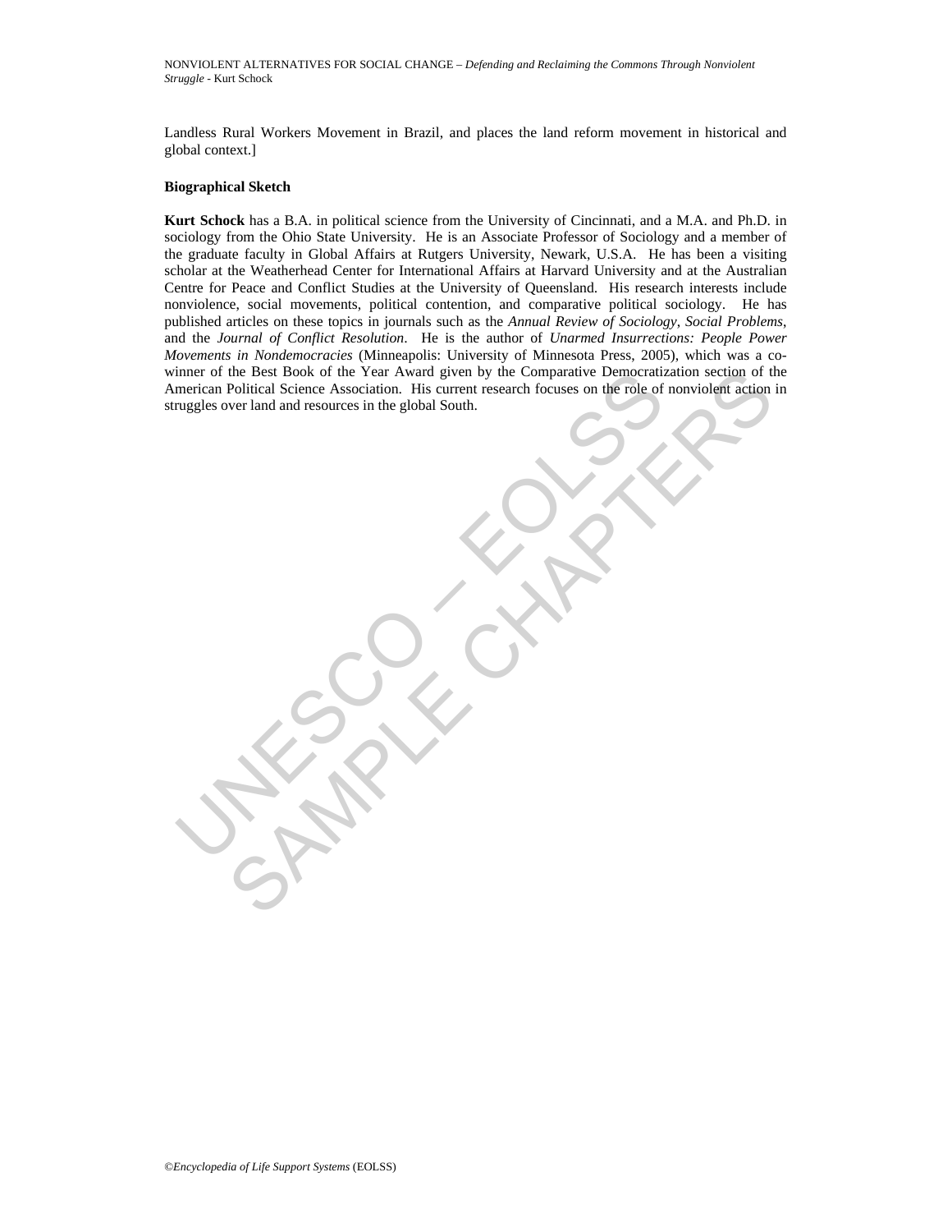Landless Rural Workers Movement in Brazil, and places the land reform movement in historical and global context.]

**Biographical Sketch**

**Kurt Schock** has a B.A. in political science from the University of Cincinnati, and a M.A. and Ph.D. in sociology from the Ohio State University. He is an Associate Professor of Sociology and a member of the graduate faculty in Global Affairs at Rutgers University, Newark, U.S.A. He has been a visiting scholar at the Weatherhead Center for International Affairs at Harvard University and at the Australian Centre for Peace and Conflict Studies at the University of Queensland. His research interests include nonviolence, social movements, political contention, and comparative political sociology. He has published articles on these topics in journals such as the *Annual Review of Sociology*, *Social Problems*, and the *Journal of Conflict Resolution*. He is the author of *Unarmed Insurrections: People Power Movements in Nondemocracies* (Minneapolis: University of Minnesota Press, 2005), which was a co-winner of the Best Book of the Year Award given by the Comparative Democratization section of the American Political Science Association. His current research focuses on the role of nonviolent action in struggles over land and resources in the global South.